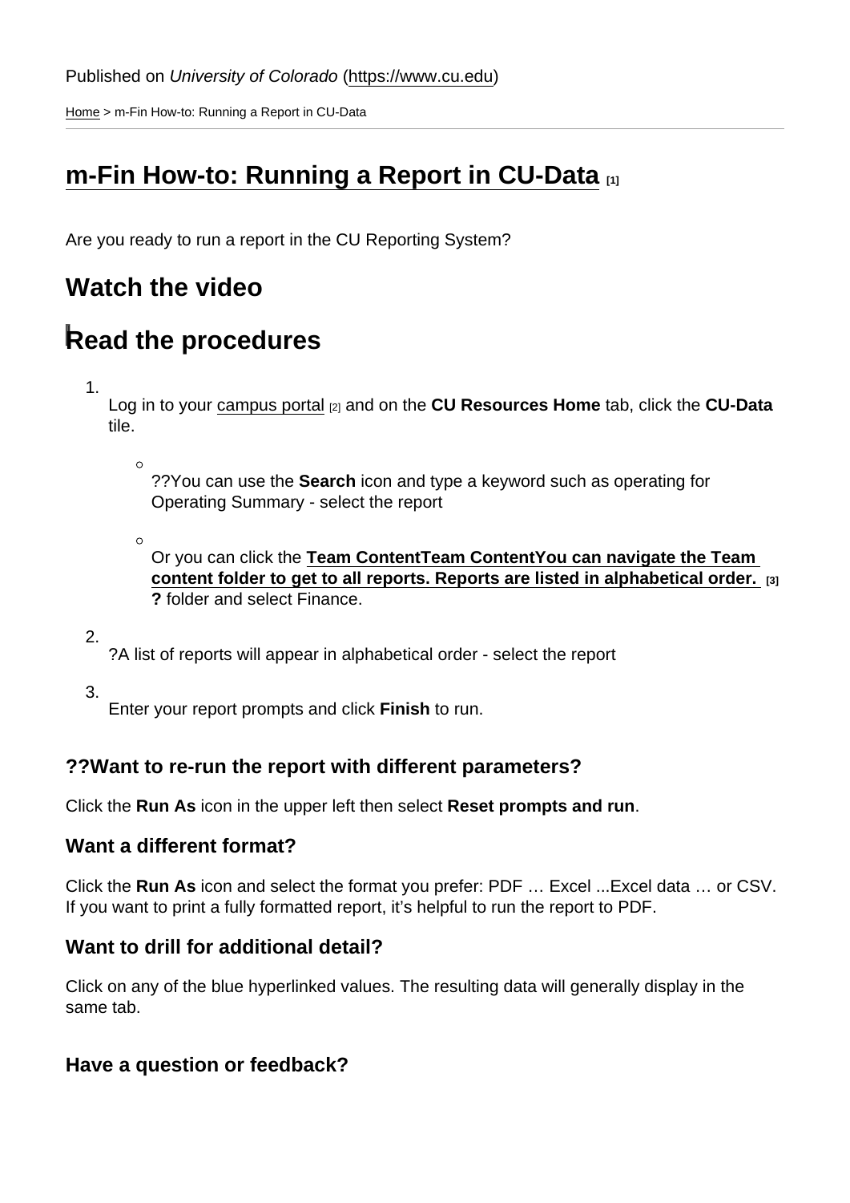Published on *University of Colorado* (https://www.cu.edu)

Home > m-Fin How-to: Running a Report in CU-Data

# m-Fin How-to: Running a Report in CU-Data [1]

Are you ready to run a report in the CU Reporting System?

## Watch the video

## Read the procedures

1. Log in to your campus portal [2] and on the **CU Resources Home** tab, click the **CU-Data** tile.
    - ??You can use the **Search** icon and type a keyword such as operating for Operating Summary - select the report
    - Or you can click the **Team ContentTeam ContentYou can navigate the Team content folder to get to all reports. Reports are listed in alphabetical order.** [3] **?** folder and select Finance.
2. ?A list of reports will appear in alphabetical order - select the report
3. Enter your report prompts and click **Finish** to run.

### ??Want to re-run the report with different parameters?

Click the **Run As** icon in the upper left then select **Reset prompts and run**.

### Want a different format?

Click the **Run As** icon and select the format you prefer: PDF … Excel ...Excel data … or CSV. If you want to print a fully formatted report, it's helpful to run the report to PDF.

### Want to drill for additional detail?

Click on any of the blue hyperlinked values. The resulting data will generally display in the same tab.

### Have a question or feedback?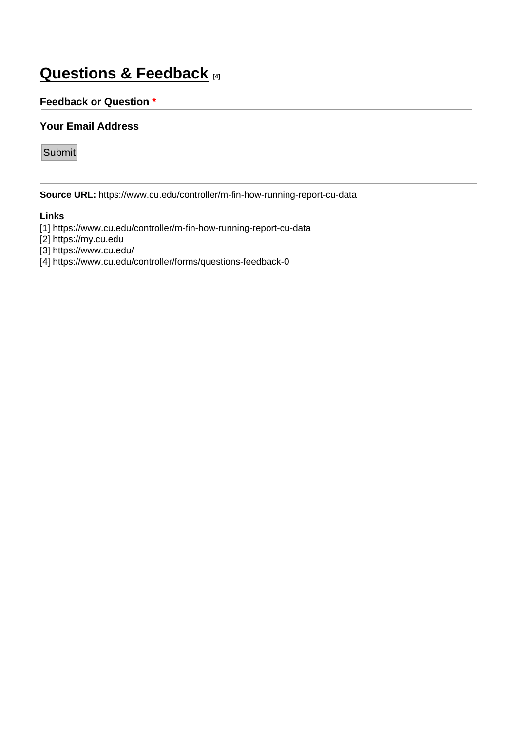## Questions & Feedback [4]

**Feedback or Question** *

**Your Email Address**

Submit

---

**Source URL:** https://www.cu.edu/controller/m-fin-how-running-report-cu-data

**Links**

[1] https://www.cu.edu/controller/m-fin-how-running-report-cu-data
[2] https://my.cu.edu
[3] https://www.cu.edu/
[4] https://www.cu.edu/controller/forms/questions-feedback-0